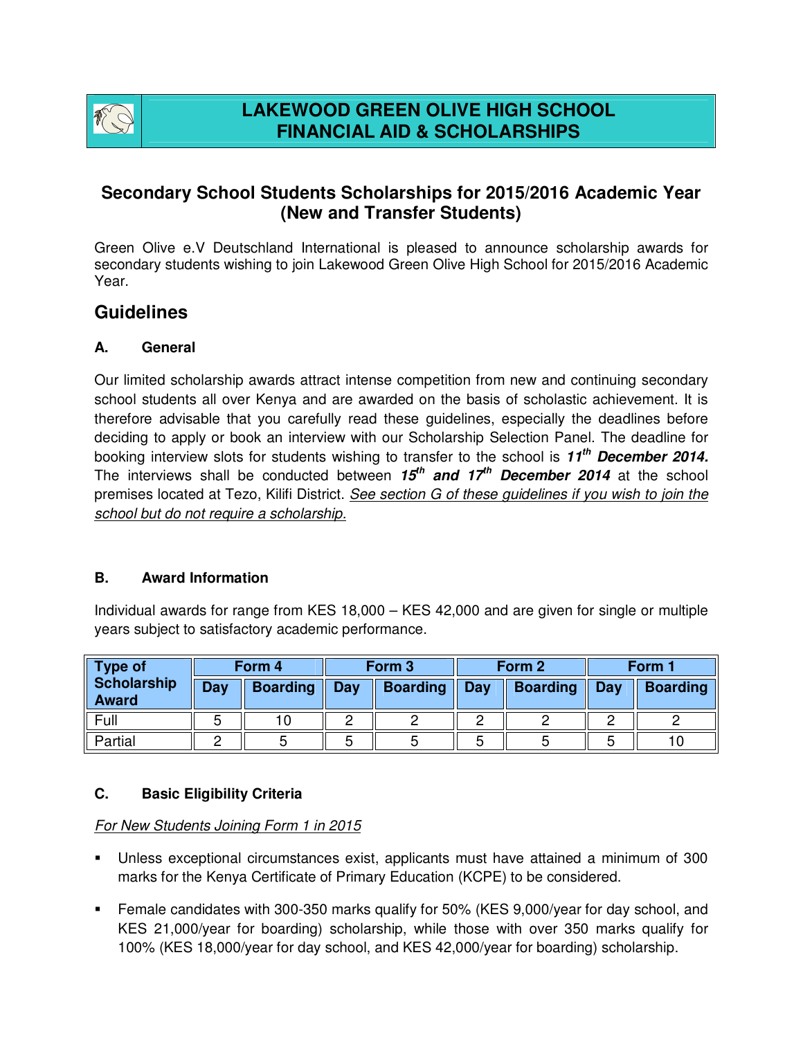# LAKEWOOD GREEN OLIVE HIGH SCHOOL
# FINANCIAL AID & SCHOLARSHIPS

## Secondary School Students Scholarships for 2015/2016 Academic Year (New and Transfer Students)

Green Olive e.V Deutschland International is pleased to announce scholarship awards for secondary students wishing to join Lakewood Green Olive High School for 2015/2016 Academic Year.

## Guidelines

### A. General

Our limited scholarship awards attract intense competition from new and continuing secondary school students all over Kenya and are awarded on the basis of scholastic achievement. It is therefore advisable that you carefully read these guidelines, especially the deadlines before deciding to apply or book an interview with our Scholarship Selection Panel. The deadline for booking interview slots for students wishing to transfer to the school is ***11th December 2014.*** The interviews shall be conducted between ***15th and 17th December 2014*** at the school premises located at Tezo, Kilifi District. *See section G of these guidelines if you wish to join the school but do not require a scholarship.*

### B. Award Information

Individual awards for range from KES 18,000 – KES 42,000 and are given for single or multiple years subject to satisfactory academic performance.

| Type of Scholarship Award | Form 4 | | Form 3 | | Form 2 | | Form 1 | |
|---|---|---|---|---|---|---|---|---|
| | Day | Boarding | Day | Boarding | Day | Boarding | Day | Boarding |
| Full | 5 | 10 | 2 | 2 | 2 | 2 | 2 | 2 |
| Partial | 2 | 5 | 5 | 5 | 5 | 5 | 5 | 10 |

### C. Basic Eligibility Criteria

*For New Students Joining Form 1 in 2015*

- Unless exceptional circumstances exist, applicants must have attained a minimum of 300 marks for the Kenya Certificate of Primary Education (KCPE) to be considered.
- Female candidates with 300-350 marks qualify for 50% (KES 9,000/year for day school, and KES 21,000/year for boarding) scholarship, while those with over 350 marks qualify for 100% (KES 18,000/year for day school, and KES 42,000/year for boarding) scholarship.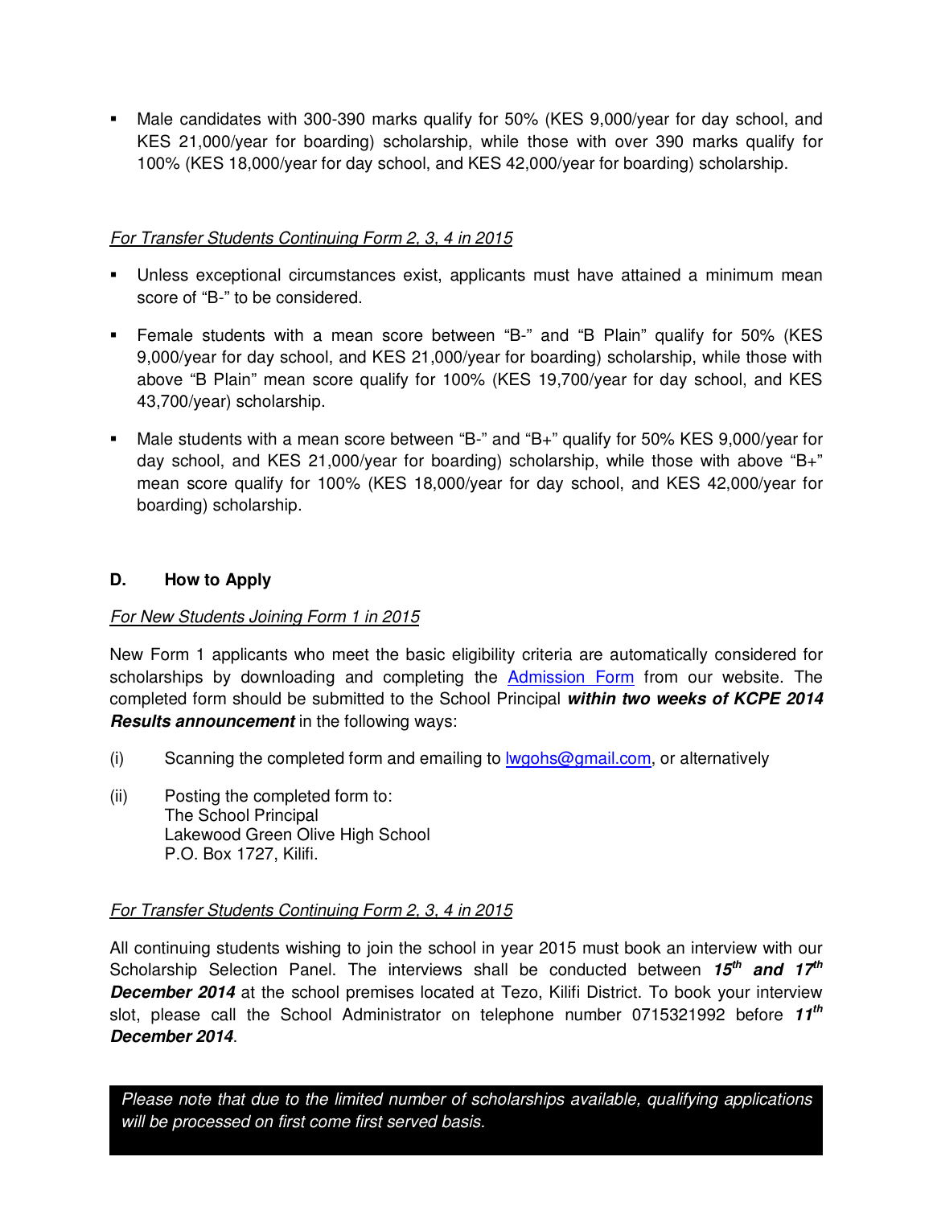- Male candidates with 300-390 marks qualify for 50% (KES 9,000/year for day school, and KES 21,000/year for boarding) scholarship, while those with over 390 marks qualify for 100% (KES 18,000/year for day school, and KES 42,000/year for boarding) scholarship.

*For Transfer Students Continuing Form 2, 3, 4 in 2015*

- Unless exceptional circumstances exist, applicants must have attained a minimum mean score of "B-" to be considered.
- Female students with a mean score between "B-" and "B Plain" qualify for 50% (KES 9,000/year for day school, and KES 21,000/year for boarding) scholarship, while those with above "B Plain" mean score qualify for 100% (KES 19,700/year for day school, and KES 43,700/year) scholarship.
- Male students with a mean score between "B-" and "B+" qualify for 50% KES 9,000/year for day school, and KES 21,000/year for boarding) scholarship, while those with above "B+" mean score qualify for 100% (KES 18,000/year for day school, and KES 42,000/year for boarding) scholarship.

## D. How to Apply

*For New Students Joining Form 1 in 2015*

New Form 1 applicants who meet the basic eligibility criteria are automatically considered for scholarships by downloading and completing the Admission Form from our website. The completed form should be submitted to the School Principal ***within two weeks of KCPE 2014 Results announcement*** in the following ways:

(i) Scanning the completed form and emailing to lwgohs@gmail.com, or alternatively

(ii) Posting the completed form to:
The School Principal
Lakewood Green Olive High School
P.O. Box 1727, Kilifi.

*For Transfer Students Continuing Form 2, 3, 4 in 2015*

All continuing students wishing to join the school in year 2015 must book an interview with our Scholarship Selection Panel. The interviews shall be conducted between ***15th and 17th December 2014*** at the school premises located at Tezo, Kilifi District. To book your interview slot, please call the School Administrator on telephone number 0715321992 before ***11th December 2014***.

*Please note that due to the limited number of scholarships available, qualifying applications will be processed on first come first served basis.*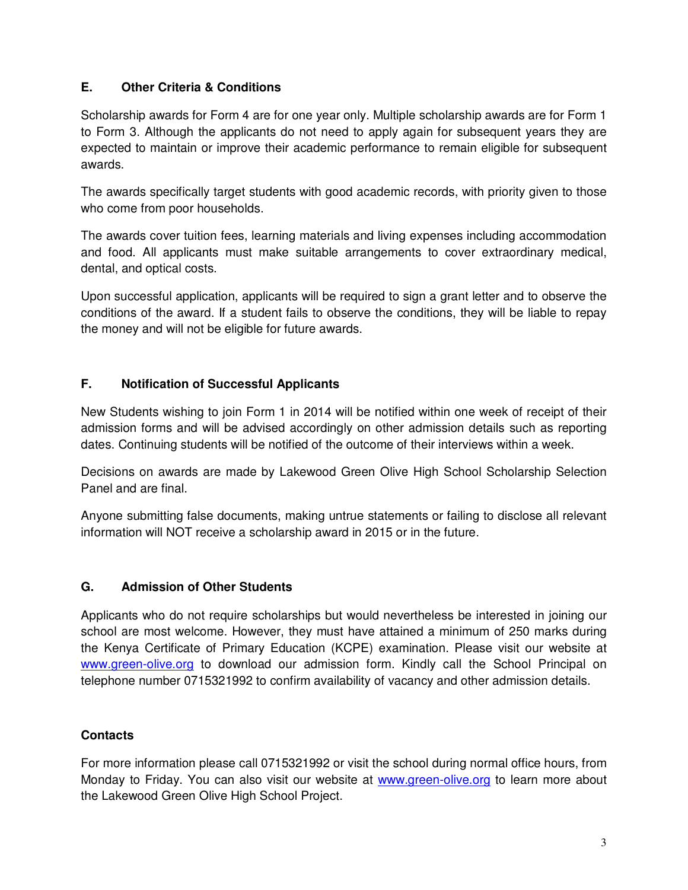## E. Other Criteria & Conditions

Scholarship awards for Form 4 are for one year only. Multiple scholarship awards are for Form 1 to Form 3. Although the applicants do not need to apply again for subsequent years they are expected to maintain or improve their academic performance to remain eligible for subsequent awards.

The awards specifically target students with good academic records, with priority given to those who come from poor households.

The awards cover tuition fees, learning materials and living expenses including accommodation and food. All applicants must make suitable arrangements to cover extraordinary medical, dental, and optical costs.

Upon successful application, applicants will be required to sign a grant letter and to observe the conditions of the award. If a student fails to observe the conditions, they will be liable to repay the money and will not be eligible for future awards.

## F. Notification of Successful Applicants

New Students wishing to join Form 1 in 2014 will be notified within one week of receipt of their admission forms and will be advised accordingly on other admission details such as reporting dates. Continuing students will be notified of the outcome of their interviews within a week.

Decisions on awards are made by Lakewood Green Olive High School Scholarship Selection Panel and are final.

Anyone submitting false documents, making untrue statements or failing to disclose all relevant information will NOT receive a scholarship award in 2015 or in the future.

## G. Admission of Other Students

Applicants who do not require scholarships but would nevertheless be interested in joining our school are most welcome. However, they must have attained a minimum of 250 marks during the Kenya Certificate of Primary Education (KCPE) examination. Please visit our website at [www.green-olive.org](http://www.green-olive.org) to download our admission form. Kindly call the School Principal on telephone number 0715321992 to confirm availability of vacancy and other admission details.

## Contacts

For more information please call 0715321992 or visit the school during normal office hours, from Monday to Friday. You can also visit our website at [www.green-olive.org](http://www.green-olive.org) to learn more about the Lakewood Green Olive High School Project.